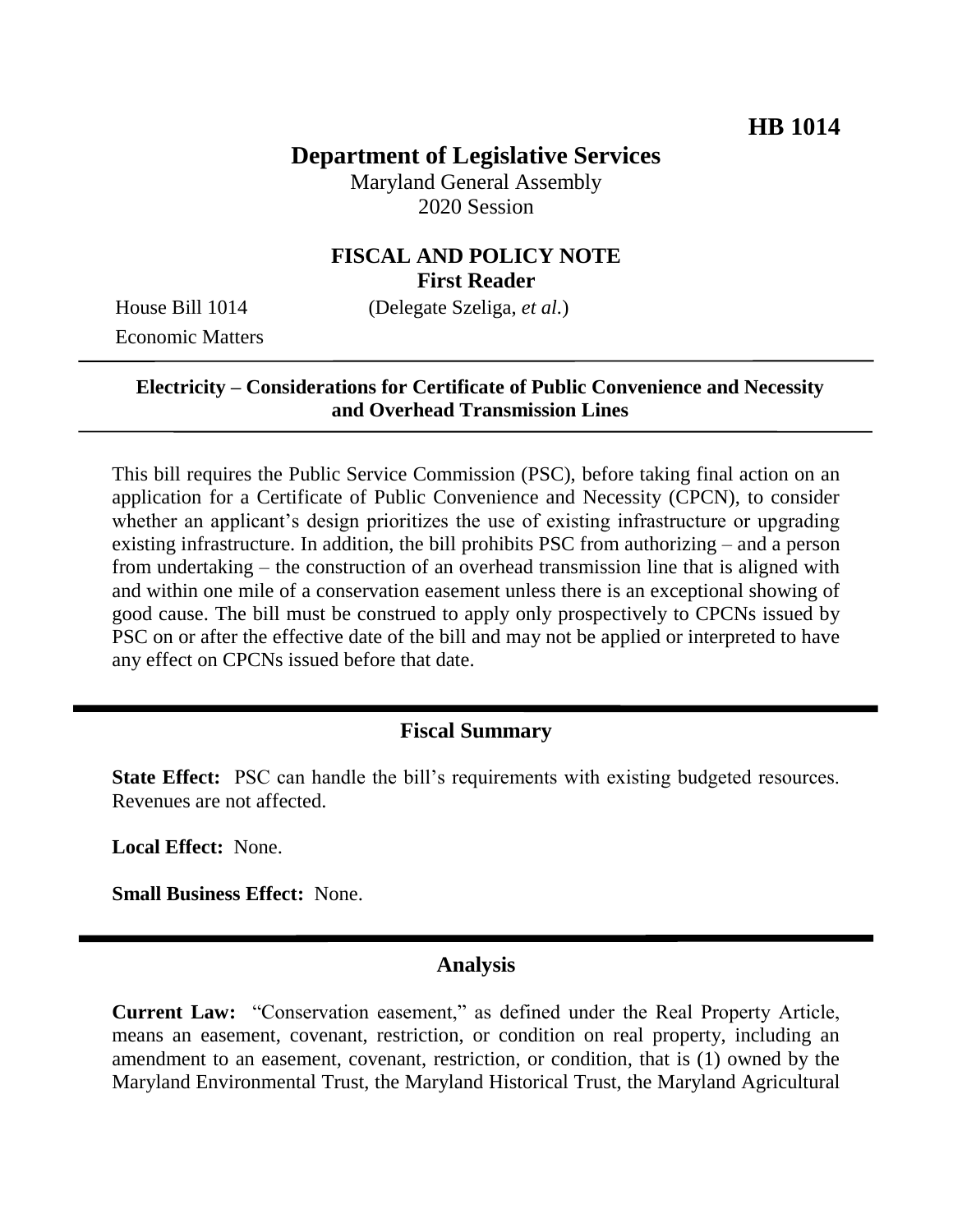**HB 1014**

# Department of Legislative Services

Maryland General Assembly
2020 Session

## FISCAL AND POLICY NOTE
**First Reader**

House Bill 1014 (Delegate Szeliga, *et al.*)
Economic Matters

**Electricity – Considerations for Certificate of Public Convenience and Necessity and Overhead Transmission Lines**

This bill requires the Public Service Commission (PSC), before taking final action on an application for a Certificate of Public Convenience and Necessity (CPCN), to consider whether an applicant's design prioritizes the use of existing infrastructure or upgrading existing infrastructure. In addition, the bill prohibits PSC from authorizing – and a person from undertaking – the construction of an overhead transmission line that is aligned with and within one mile of a conservation easement unless there is an exceptional showing of good cause. The bill must be construed to apply only prospectively to CPCNs issued by PSC on or after the effective date of the bill and may not be applied or interpreted to have any effect on CPCNs issued before that date.

## Fiscal Summary

**State Effect:** PSC can handle the bill's requirements with existing budgeted resources. Revenues are not affected.

**Local Effect:** None.

**Small Business Effect:** None.

## Analysis

**Current Law:** "Conservation easement," as defined under the Real Property Article, means an easement, covenant, restriction, or condition on real property, including an amendment to an easement, covenant, restriction, or condition, that is (1) owned by the Maryland Environmental Trust, the Maryland Historical Trust, the Maryland Agricultural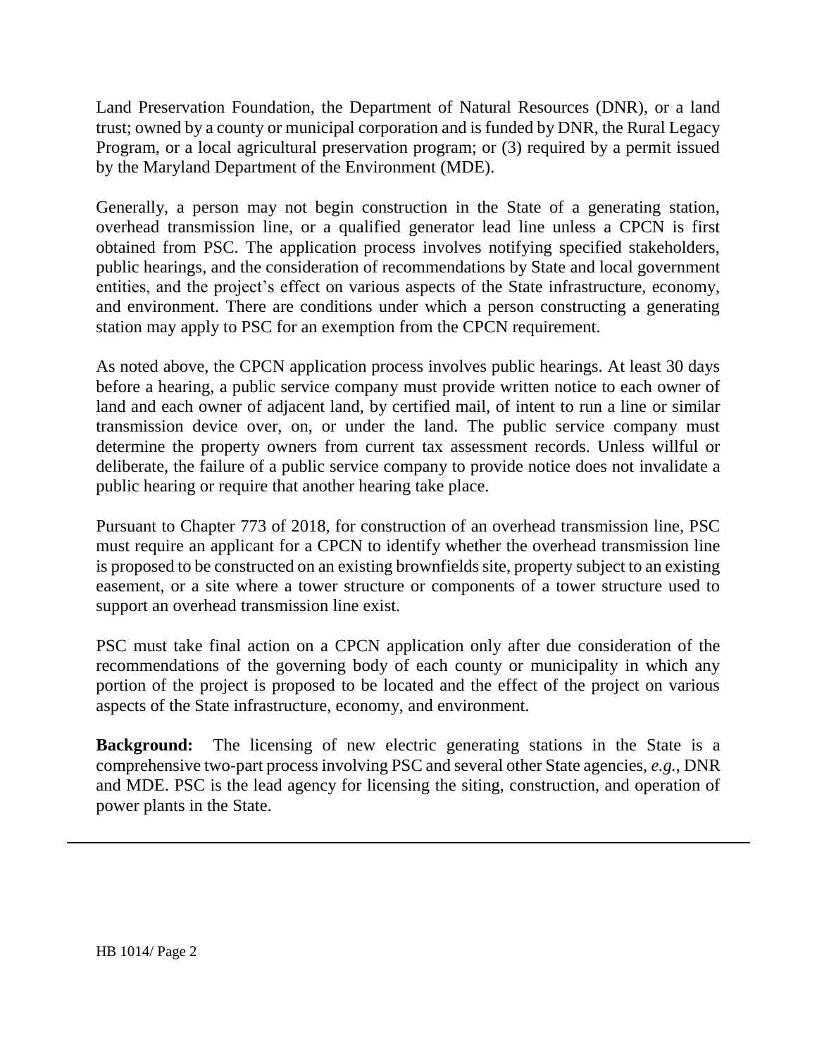Land Preservation Foundation, the Department of Natural Resources (DNR), or a land trust; owned by a county or municipal corporation and is funded by DNR, the Rural Legacy Program, or a local agricultural preservation program; or (3) required by a permit issued by the Maryland Department of the Environment (MDE).

Generally, a person may not begin construction in the State of a generating station, overhead transmission line, or a qualified generator lead line unless a CPCN is first obtained from PSC. The application process involves notifying specified stakeholders, public hearings, and the consideration of recommendations by State and local government entities, and the project's effect on various aspects of the State infrastructure, economy, and environment. There are conditions under which a person constructing a generating station may apply to PSC for an exemption from the CPCN requirement.

As noted above, the CPCN application process involves public hearings. At least 30 days before a hearing, a public service company must provide written notice to each owner of land and each owner of adjacent land, by certified mail, of intent to run a line or similar transmission device over, on, or under the land. The public service company must determine the property owners from current tax assessment records. Unless willful or deliberate, the failure of a public service company to provide notice does not invalidate a public hearing or require that another hearing take place.

Pursuant to Chapter 773 of 2018, for construction of an overhead transmission line, PSC must require an applicant for a CPCN to identify whether the overhead transmission line is proposed to be constructed on an existing brownfields site, property subject to an existing easement, or a site where a tower structure or components of a tower structure used to support an overhead transmission line exist.

PSC must take final action on a CPCN application only after due consideration of the recommendations of the governing body of each county or municipality in which any portion of the project is proposed to be located and the effect of the project on various aspects of the State infrastructure, economy, and environment.

**Background:** The licensing of new electric generating stations in the State is a comprehensive two-part process involving PSC and several other State agencies, *e.g.*, DNR and MDE. PSC is the lead agency for licensing the siting, construction, and operation of power plants in the State.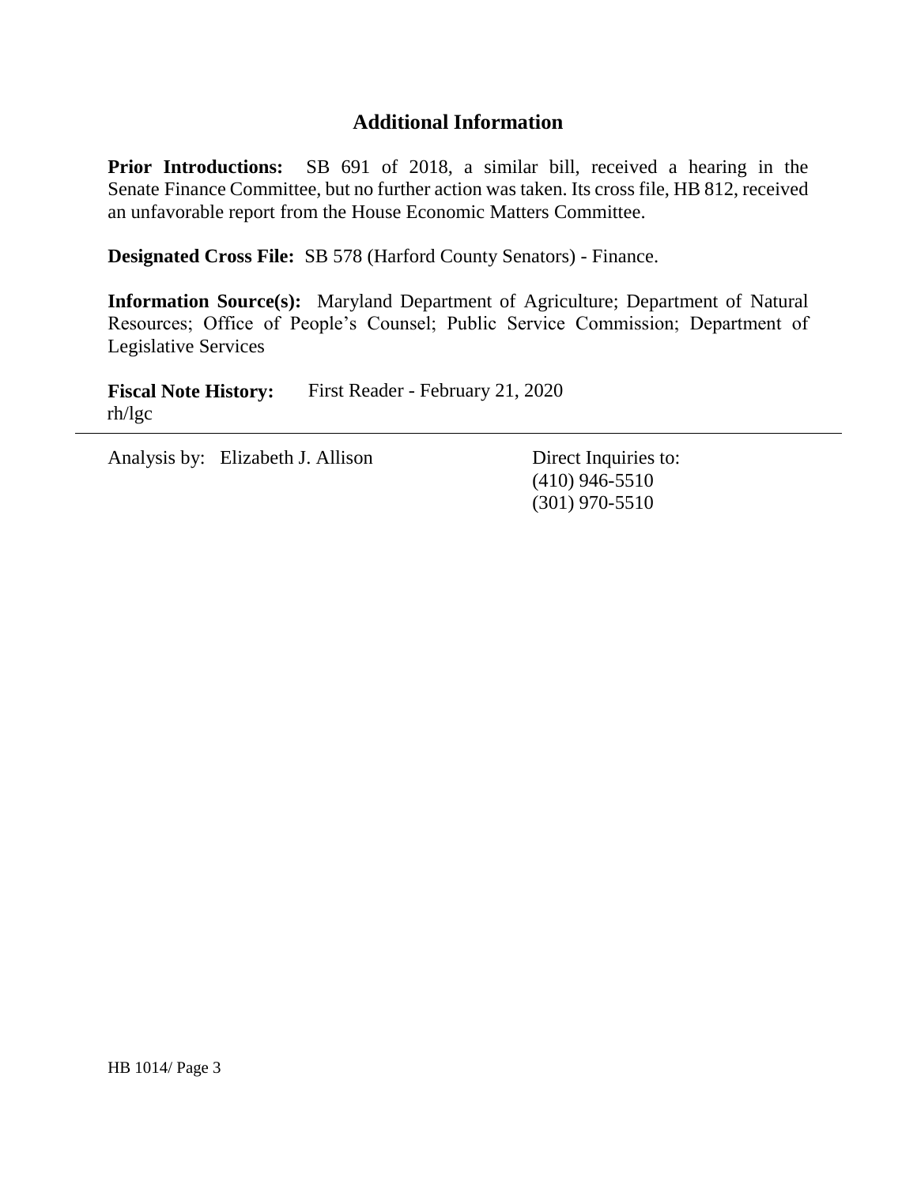## Additional Information

**Prior Introductions:** SB 691 of 2018, a similar bill, received a hearing in the Senate Finance Committee, but no further action was taken. Its cross file, HB 812, received an unfavorable report from the House Economic Matters Committee.

**Designated Cross File:** SB 578 (Harford County Senators) - Finance.

**Information Source(s):** Maryland Department of Agriculture; Department of Natural Resources; Office of People's Counsel; Public Service Commission; Department of Legislative Services

**Fiscal Note History:** First Reader - February 21, 2020
rh/lgc

---

Analysis by: Elizabeth J. Allison

Direct Inquiries to:
(410) 946-5510
(301) 970-5510